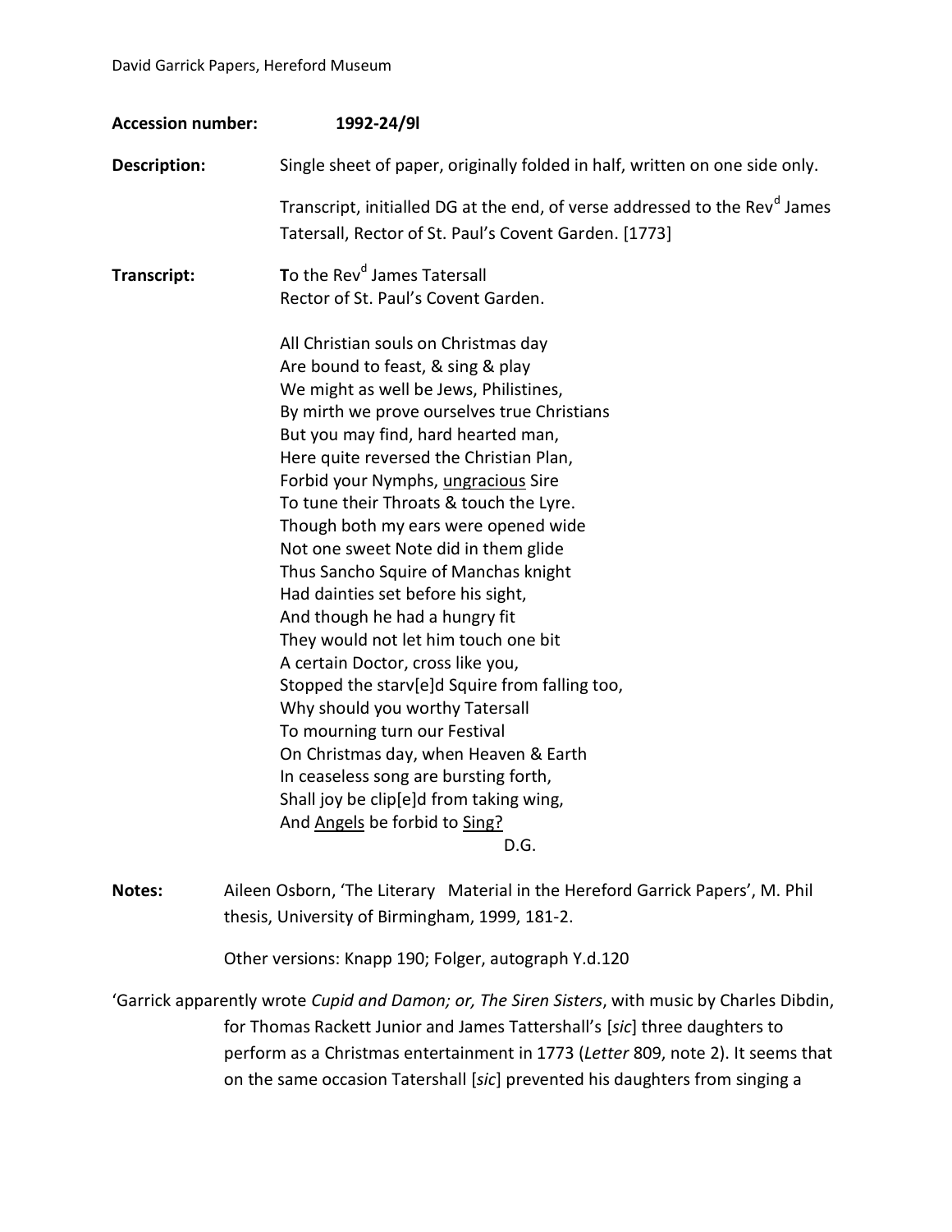David Garrick Papers, Hereford Museum

**Accession number:** **1992-24/9l**

**Description:** Single sheet of paper, originally folded in half, written on one side only.

Transcript, initialled DG at the end, of verse addressed to the Rev[d] James Tatersall, Rector of St. Paul's Covent Garden. [1773]

**Transcript:**

**T**o the Rev[d] James Tatersall
Rector of St. Paul's Covent Garden.

All Christian souls on Christmas day
Are bound to feast, & sing & play
We might as well be Jews, Philistines,
By mirth we prove ourselves true Christians
But you may find, hard hearted man,
Here quite reversed the Christian Plan,
Forbid your Nymphs, <u>ungracious</u> Sire
To tune their Throats & touch the Lyre.
Though both my ears were opened wide
Not one sweet Note did in them glide
Thus Sancho Squire of Manchas knight
Had dainties set before his sight,
And though he had a hungry fit
They would not let him touch one bit
A certain Doctor, cross like you,
Stopped the starv[e]d Squire from falling too,
Why should you worthy Tatersall
To mourning turn our Festival
On Christmas day, when Heaven & Earth
In ceaseless song are bursting forth,
Shall joy be clip[e]d from taking wing,
And <u>Angels</u> be forbid to <u>Sing?</u>

D.G.

**Notes:** Aileen Osborn, 'The Literary Material in the Hereford Garrick Papers', M. Phil thesis, University of Birmingham, 1999, 181-2.

Other versions: Knapp 190; Folger, autograph Y.d.120

'Garrick apparently wrote *Cupid and Damon; or, The Siren Sisters*, with music by Charles Dibdin, for Thomas Rackett Junior and James Tattershall's [*sic*] three daughters to perform as a Christmas entertainment in 1773 (*Letter* 809, note 2). It seems that on the same occasion Tatershall [*sic*] prevented his daughters from singing a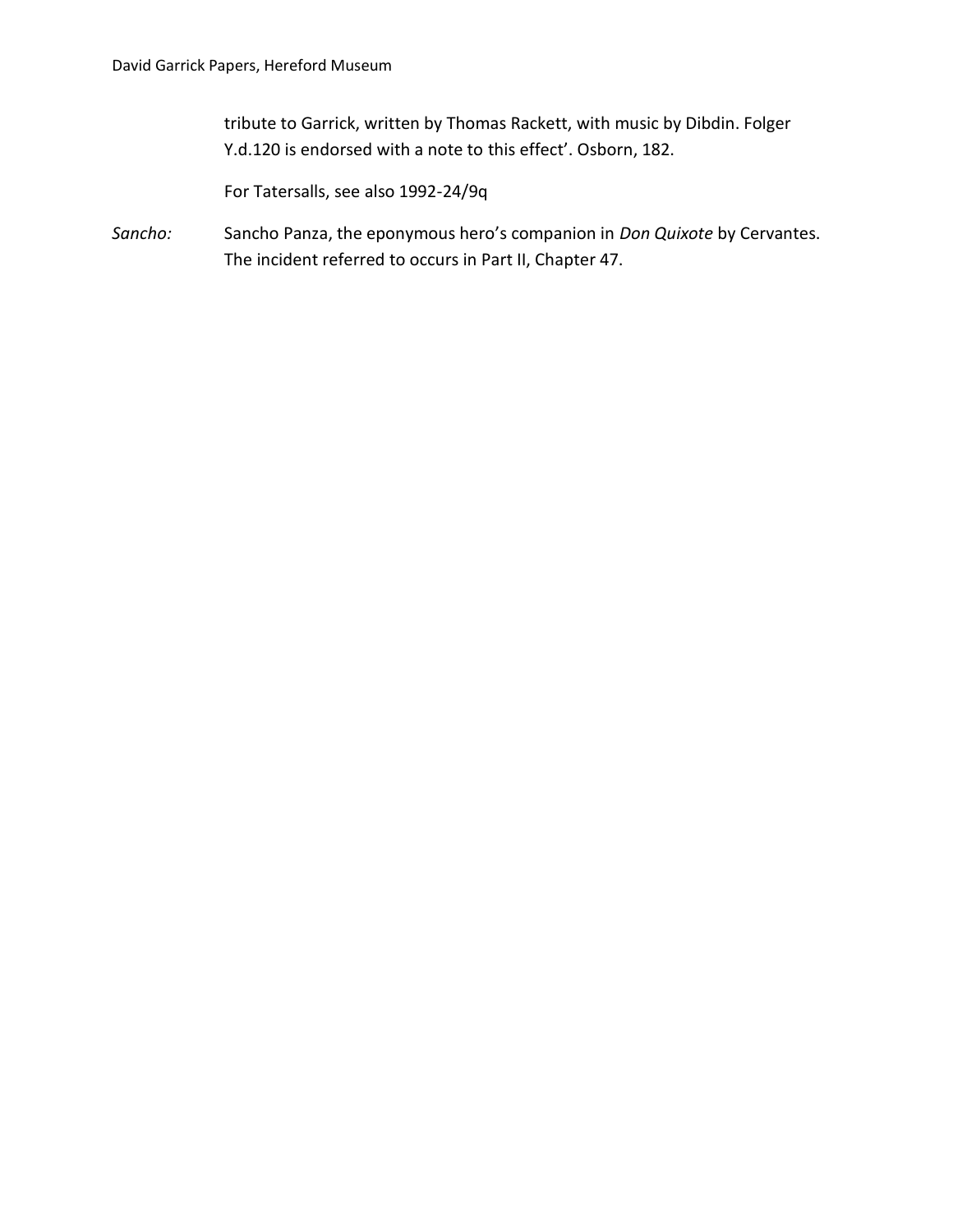tribute to Garrick, written by Thomas Rackett, with music by Dibdin. Folger Y.d.120 is endorsed with a note to this effect'. Osborn, 182.

For Tatersalls, see also 1992-24/9q

*Sancho:* Sancho Panza, the eponymous hero's companion in *Don Quixote* by Cervantes. The incident referred to occurs in Part II, Chapter 47.